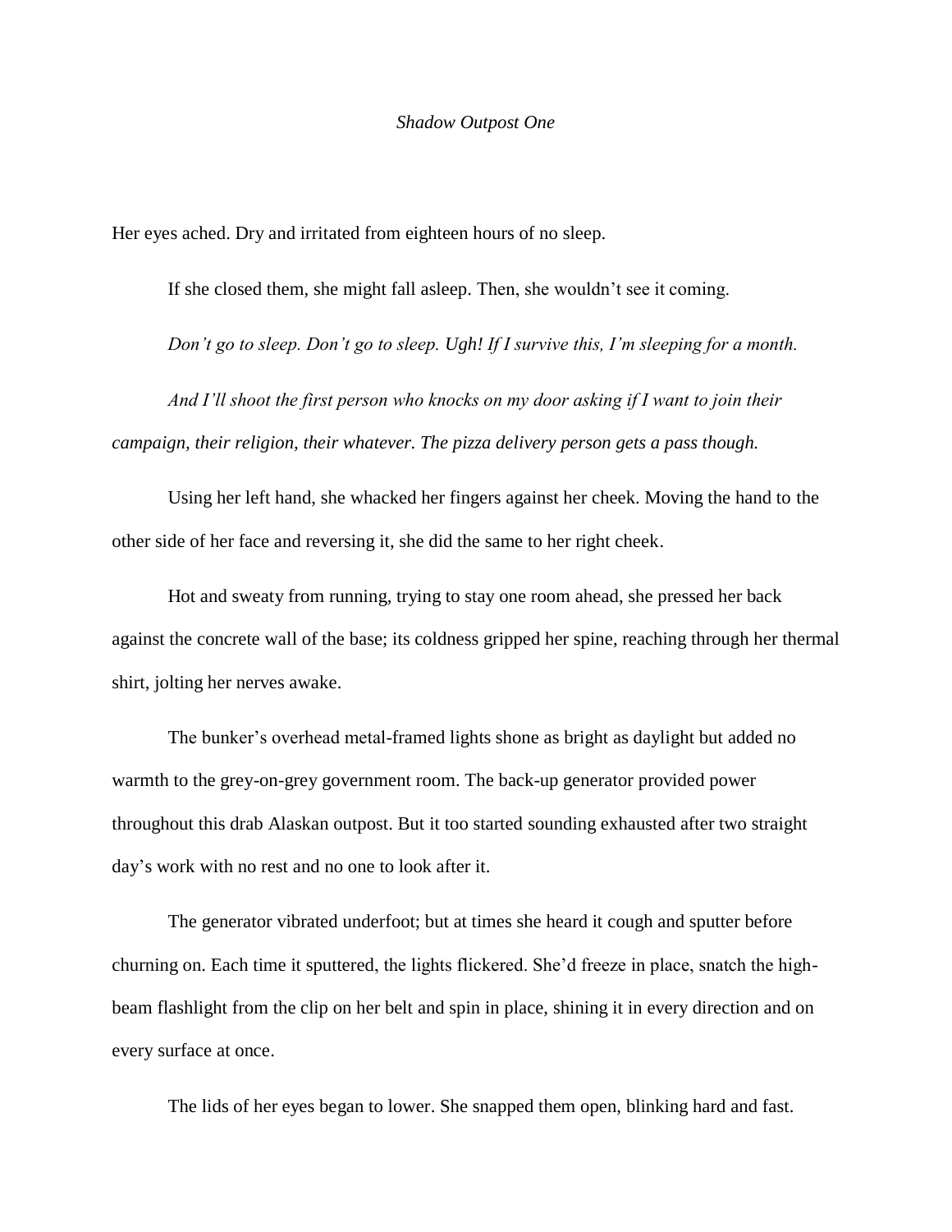*Shadow Outpost One*

Her eyes ached. Dry and irritated from eighteen hours of no sleep.

If she closed them, she might fall asleep. Then, she wouldn't see it coming.

*Don't go to sleep. Don't go to sleep. Ugh! If I survive this, I'm sleeping for a month.*

*And I'll shoot the first person who knocks on my door asking if I want to join their campaign, their religion, their whatever. The pizza delivery person gets a pass though.*

Using her left hand, she whacked her fingers against her cheek. Moving the hand to the other side of her face and reversing it, she did the same to her right cheek.

Hot and sweaty from running, trying to stay one room ahead, she pressed her back against the concrete wall of the base; its coldness gripped her spine, reaching through her thermal shirt, jolting her nerves awake.

The bunker's overhead metal-framed lights shone as bright as daylight but added no warmth to the grey-on-grey government room. The back-up generator provided power throughout this drab Alaskan outpost. But it too started sounding exhausted after two straight day's work with no rest and no one to look after it.

The generator vibrated underfoot; but at times she heard it cough and sputter before churning on. Each time it sputtered, the lights flickered. She'd freeze in place, snatch the high-beam flashlight from the clip on her belt and spin in place, shining it in every direction and on every surface at once.

The lids of her eyes began to lower. She snapped them open, blinking hard and fast.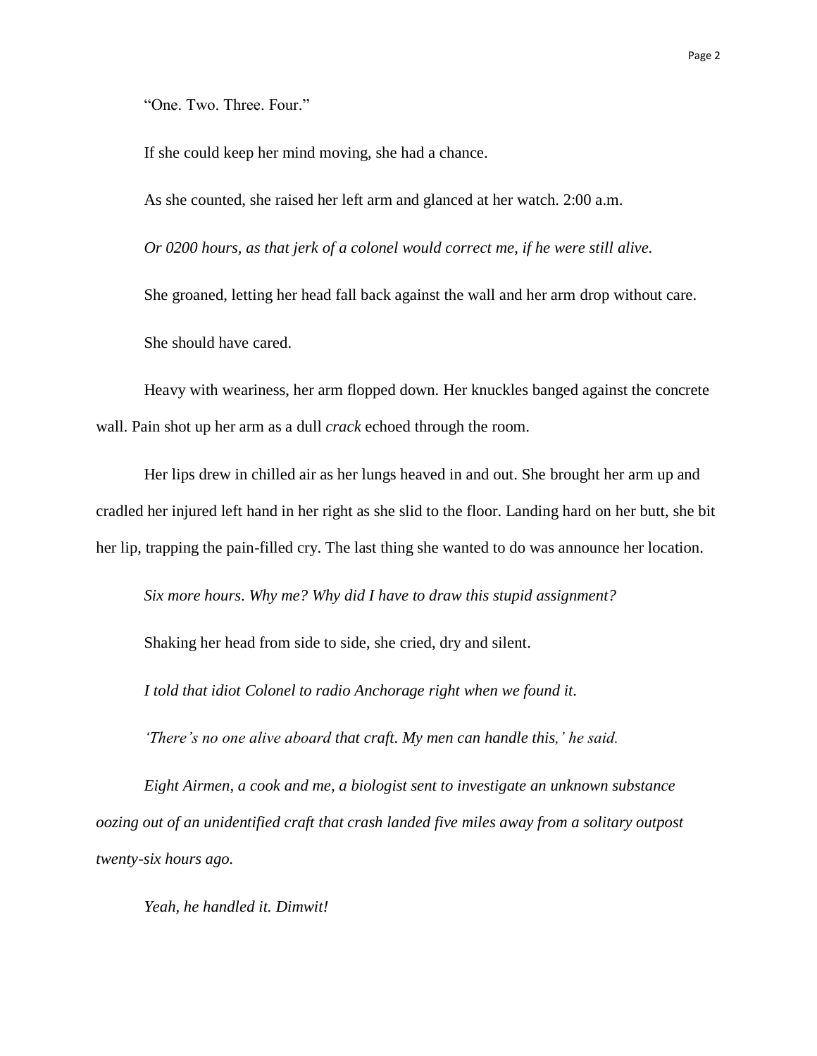"One. Two. Three. Four."

If she could keep her mind moving, she had a chance.

As she counted, she raised her left arm and glanced at her watch. 2:00 a.m.

*Or 0200 hours, as that jerk of a colonel would correct me, if he were still alive.*

She groaned, letting her head fall back against the wall and her arm drop without care.

She should have cared.

Heavy with weariness, her arm flopped down. Her knuckles banged against the concrete wall. Pain shot up her arm as a dull *crack* echoed through the room.

Her lips drew in chilled air as her lungs heaved in and out. She brought her arm up and cradled her injured left hand in her right as she slid to the floor. Landing hard on her butt, she bit her lip, trapping the pain-filled cry. The last thing she wanted to do was announce her location.

*Six more hours. Why me? Why did I have to draw this stupid assignment?*

Shaking her head from side to side, she cried, dry and silent.

*I told that idiot Colonel to radio Anchorage right when we found it.*

*'There's no one alive aboard that craft. My men can handle this,' he said.*

*Eight Airmen, a cook and me, a biologist sent to investigate an unknown substance oozing out of an unidentified craft that crash landed five miles away from a solitary outpost twenty-six hours ago.*

*Yeah, he handled it. Dimwit!*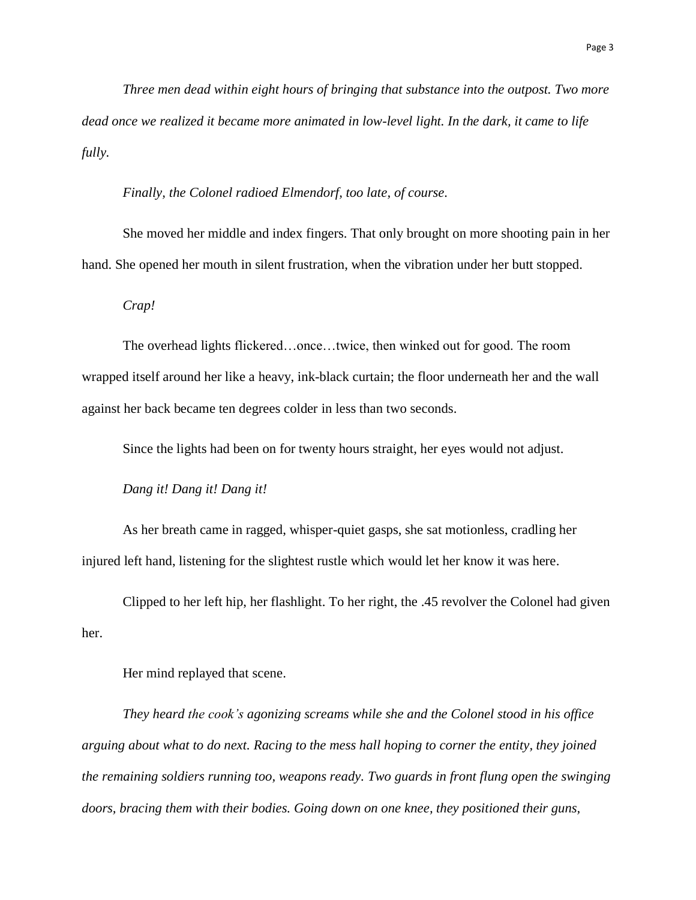*Three men dead within eight hours of bringing that substance into the outpost. Two more dead once we realized it became more animated in low-level light. In the dark, it came to life fully.*

*Finally, the Colonel radioed Elmendorf, too late, of course.*

She moved her middle and index fingers. That only brought on more shooting pain in her hand. She opened her mouth in silent frustration, when the vibration under her butt stopped.

*Crap!*

The overhead lights flickered…once…twice, then winked out for good. The room wrapped itself around her like a heavy, ink-black curtain; the floor underneath her and the wall against her back became ten degrees colder in less than two seconds.

Since the lights had been on for twenty hours straight, her eyes would not adjust.

*Dang it! Dang it! Dang it!*

As her breath came in ragged, whisper-quiet gasps, she sat motionless, cradling her injured left hand, listening for the slightest rustle which would let her know it was here.

Clipped to her left hip, her flashlight. To her right, the .45 revolver the Colonel had given her.

Her mind replayed that scene.

*They heard the cook's agonizing screams while she and the Colonel stood in his office arguing about what to do next. Racing to the mess hall hoping to corner the entity, they joined the remaining soldiers running too, weapons ready. Two guards in front flung open the swinging doors, bracing them with their bodies. Going down on one knee, they positioned their guns,*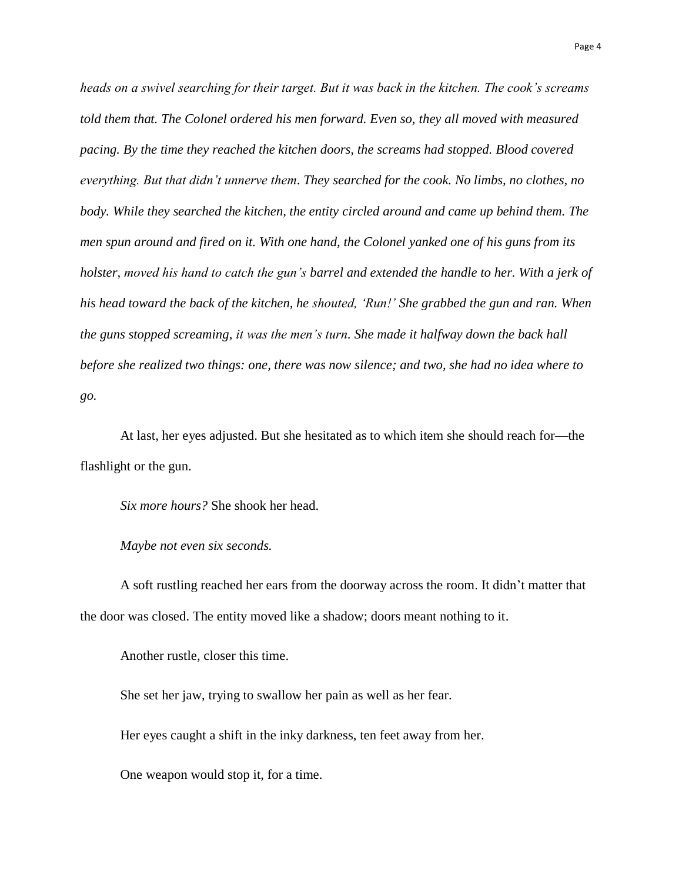*heads on a swivel searching for their target. But it was back in the kitchen. The cook's screams told them that. The Colonel ordered his men forward. Even so, they all moved with measured pacing. By the time they reached the kitchen doors, the screams had stopped. Blood covered everything. But that didn't unnerve them. They searched for the cook. No limbs, no clothes, no body. While they searched the kitchen, the entity circled around and came up behind them. The men spun around and fired on it. With one hand, the Colonel yanked one of his guns from its holster, moved his hand to catch the gun's barrel and extended the handle to her. With a jerk of his head toward the back of the kitchen, he shouted, 'Run!' She grabbed the gun and ran. When the guns stopped screaming, it was the men's turn. She made it halfway down the back hall before she realized two things: one, there was now silence; and two, she had no idea where to go.*

At last, her eyes adjusted. But she hesitated as to which item she should reach for—the flashlight or the gun.

*Six more hours?* She shook her head.

*Maybe not even six seconds.*

A soft rustling reached her ears from the doorway across the room. It didn't matter that the door was closed. The entity moved like a shadow; doors meant nothing to it.

Another rustle, closer this time.

She set her jaw, trying to swallow her pain as well as her fear.

Her eyes caught a shift in the inky darkness, ten feet away from her.

One weapon would stop it, for a time.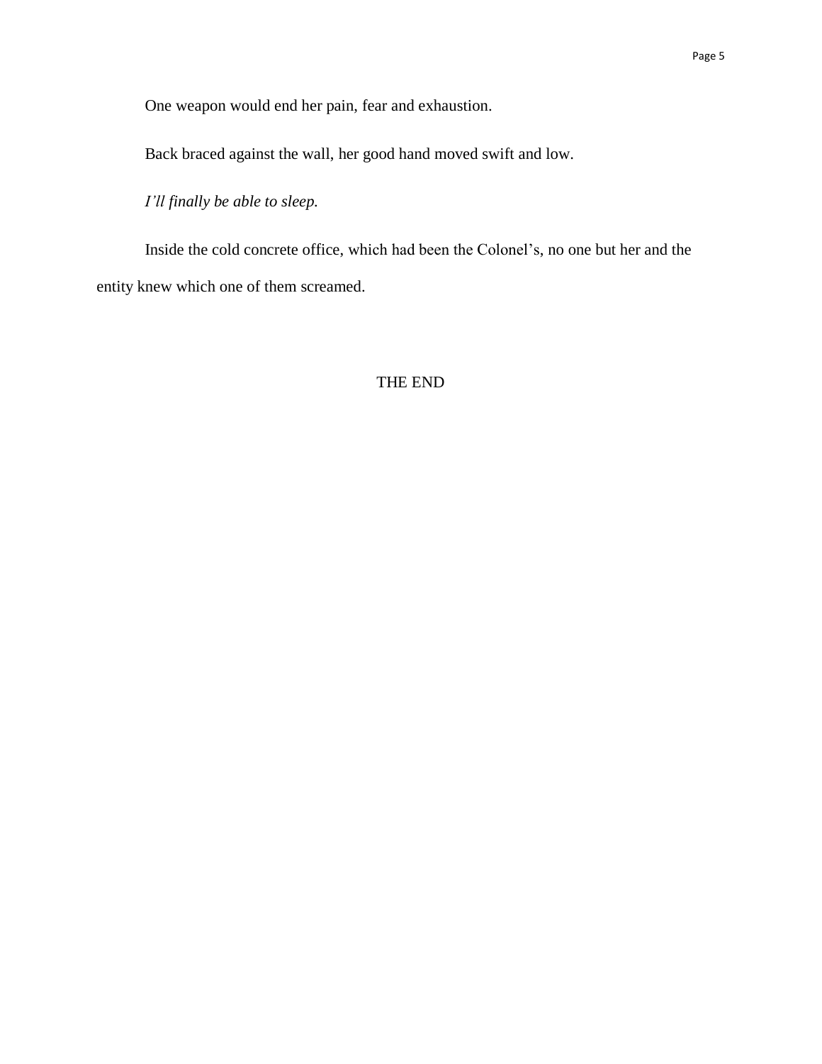One weapon would end her pain, fear and exhaustion.

Back braced against the wall, her good hand moved swift and low.

*I'll finally be able to sleep.*

Inside the cold concrete office, which had been the Colonel's, no one but her and the entity knew which one of them screamed.

THE END